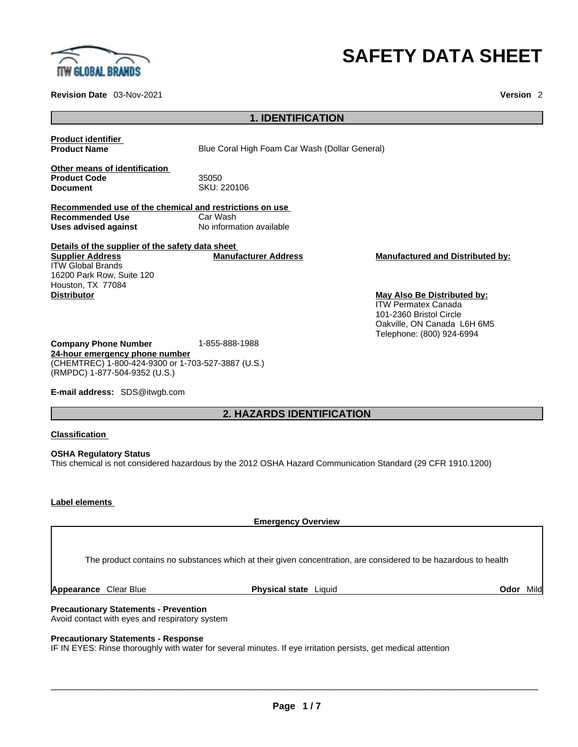# SAFETY DATA SHEET

**Revision Date** 03-Nov-2021 **Version** 2

## 1. IDENTIFICATION

**Product identifier**

**Product Name** Blue Coral High Foam Car Wash (Dollar General)

**Other means of identification**

**Product Code** 35050

**Document** SKU: 220106

**Recommended use of the chemical and restrictions on use**

**Recommended Use** Car Wash

**Uses advised against** No information available

**Details of the supplier of the safety data sheet**

**Supplier Address**
ITW Global Brands
16200 Park Row, Suite 120
Houston, TX 77084

**Manufacturer Address**

**Manufactured and Distributed by:**

**Distributor**

**May Also Be Distributed by:**
ITW Permatex Canada
101-2360 Bristol Circle
Oakville, ON Canada L6H 6M5
Telephone: (800) 924-6994

**Company Phone Number** 1-855-888-1988

**24-hour emergency phone number**
(CHEMTREC) 1-800-424-9300 or 1-703-527-3887 (U.S.)
(RMPDC) 1-877-504-9352 (U.S.)

**E-mail address:** SDS@itwgb.com

## 2. HAZARDS IDENTIFICATION

**Classification**

**OSHA Regulatory Status**
This chemical is not considered hazardous by the 2012 OSHA Hazard Communication Standard (29 CFR 1910.1200)

**Label elements**

**Emergency Overview**

The product contains no substances which at their given concentration, are considered to be hazardous to health

**Appearance** Clear Blue **Physical state** Liquid **Odor** Mild

**Precautionary Statements - Prevention**
Avoid contact with eyes and respiratory system

**Precautionary Statements - Response**
IF IN EYES: Rinse thoroughly with water for several minutes. If eye irritation persists, get medical attention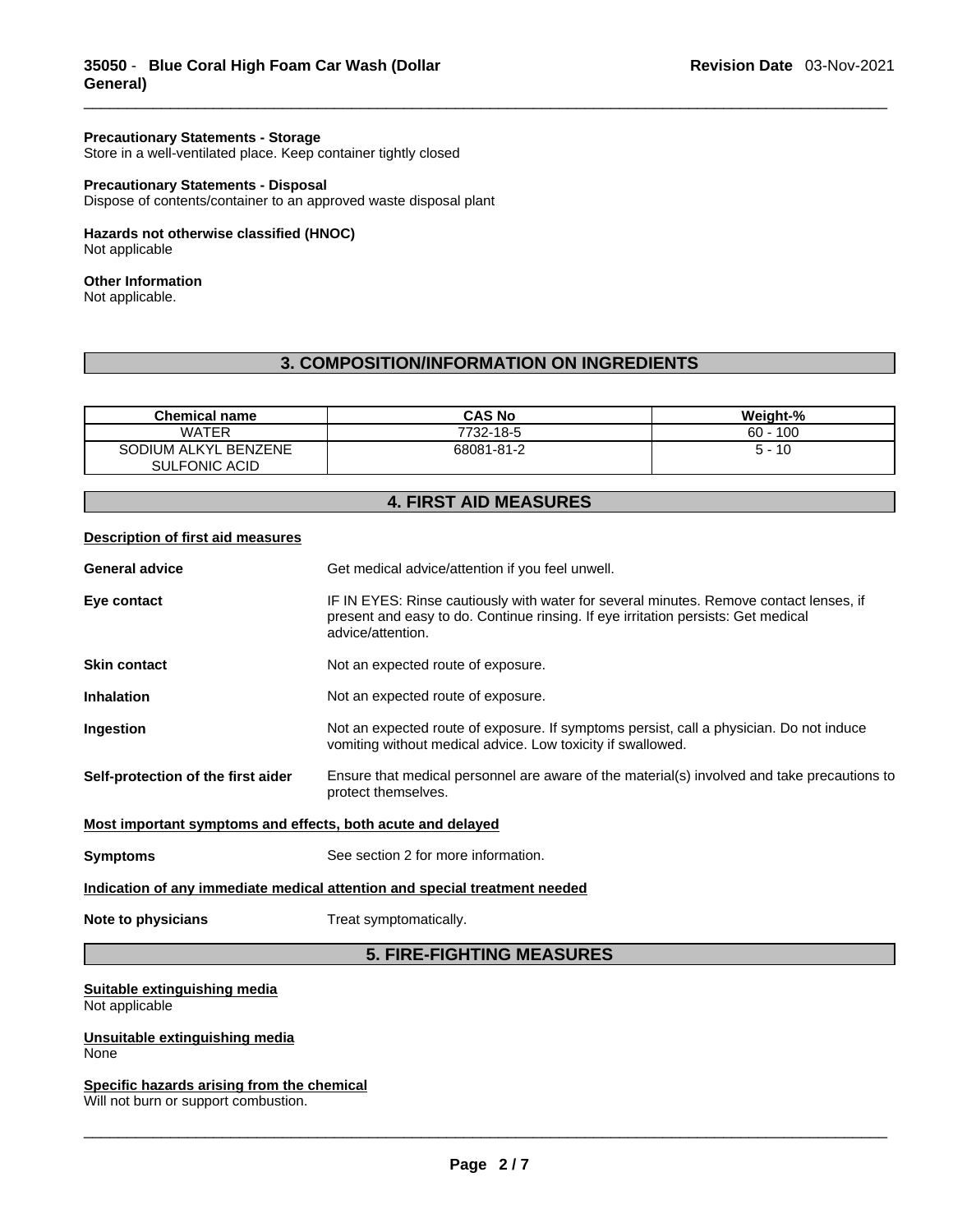**Precautionary Statements - Storage**
Store in a well-ventilated place. Keep container tightly closed

**Precautionary Statements - Disposal**
Dispose of contents/container to an approved waste disposal plant

**Hazards not otherwise classified (HNOC)**
Not applicable

**Other Information**
Not applicable.

## 3. COMPOSITION/INFORMATION ON INGREDIENTS

| Chemical name | CAS No | Weight-% |
|---|---|---|
| WATER | 7732-18-5 | 60 - 100 |
| SODIUM ALKYL BENZENE SULFONIC ACID | 68081-81-2 | 5 - 10 |

## 4. FIRST AID MEASURES

**Description of first aid measures**

**General advice** Get medical advice/attention if you feel unwell.

**Eye contact** IF IN EYES: Rinse cautiously with water for several minutes. Remove contact lenses, if present and easy to do. Continue rinsing. If eye irritation persists: Get medical advice/attention.

**Skin contact** Not an expected route of exposure.

**Inhalation** Not an expected route of exposure.

**Ingestion** Not an expected route of exposure. If symptoms persist, call a physician. Do not induce vomiting without medical advice. Low toxicity if swallowed.

**Self-protection of the first aider** Ensure that medical personnel are aware of the material(s) involved and take precautions to protect themselves.

**Most important symptoms and effects, both acute and delayed**

**Symptoms** See section 2 for more information.

**Indication of any immediate medical attention and special treatment needed**

**Note to physicians** Treat symptomatically.

## 5. FIRE-FIGHTING MEASURES

**Suitable extinguishing media**
Not applicable

**Unsuitable extinguishing media**
None

**Specific hazards arising from the chemical**
Will not burn or support combustion.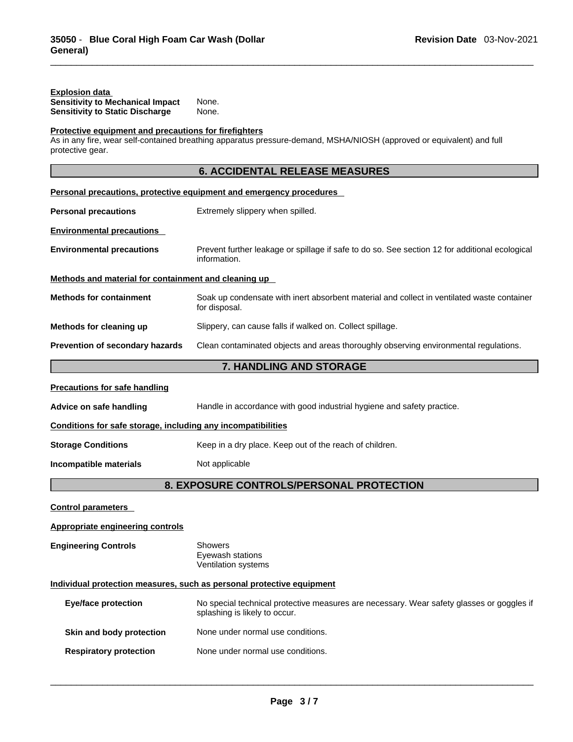**Explosion data**

**Sensitivity to Mechanical Impact** None.
**Sensitivity to Static Discharge** None.

**Protective equipment and precautions for firefighters**

As in any fire, wear self-contained breathing apparatus pressure-demand, MSHA/NIOSH (approved or equivalent) and full protective gear.

## 6. ACCIDENTAL RELEASE MEASURES

**Personal precautions, protective equipment and emergency procedures**

**Personal precautions** Extremely slippery when spilled.

**Environmental precautions**

**Environmental precautions** Prevent further leakage or spillage if safe to do so. See section 12 for additional ecological information.

**Methods and material for containment and cleaning up**

**Methods for containment** Soak up condensate with inert absorbent material and collect in ventilated waste container for disposal.

**Methods for cleaning up** Slippery, can cause falls if walked on. Collect spillage.

**Prevention of secondary hazards** Clean contaminated objects and areas thoroughly observing environmental regulations.

## 7. HANDLING AND STORAGE

**Precautions for safe handling**

**Advice on safe handling** Handle in accordance with good industrial hygiene and safety practice.

**Conditions for safe storage, including any incompatibilities**

**Storage Conditions** Keep in a dry place. Keep out of the reach of children.

**Incompatible materials** Not applicable

## 8. EXPOSURE CONTROLS/PERSONAL PROTECTION

**Control parameters**

**Appropriate engineering controls**

**Engineering Controls** Showers
Eyewash stations
Ventilation systems

**Individual protection measures, such as personal protective equipment**

**Eye/face protection** No special technical protective measures are necessary. Wear safety glasses or goggles if splashing is likely to occur.

**Skin and body protection** None under normal use conditions.

**Respiratory protection** None under normal use conditions.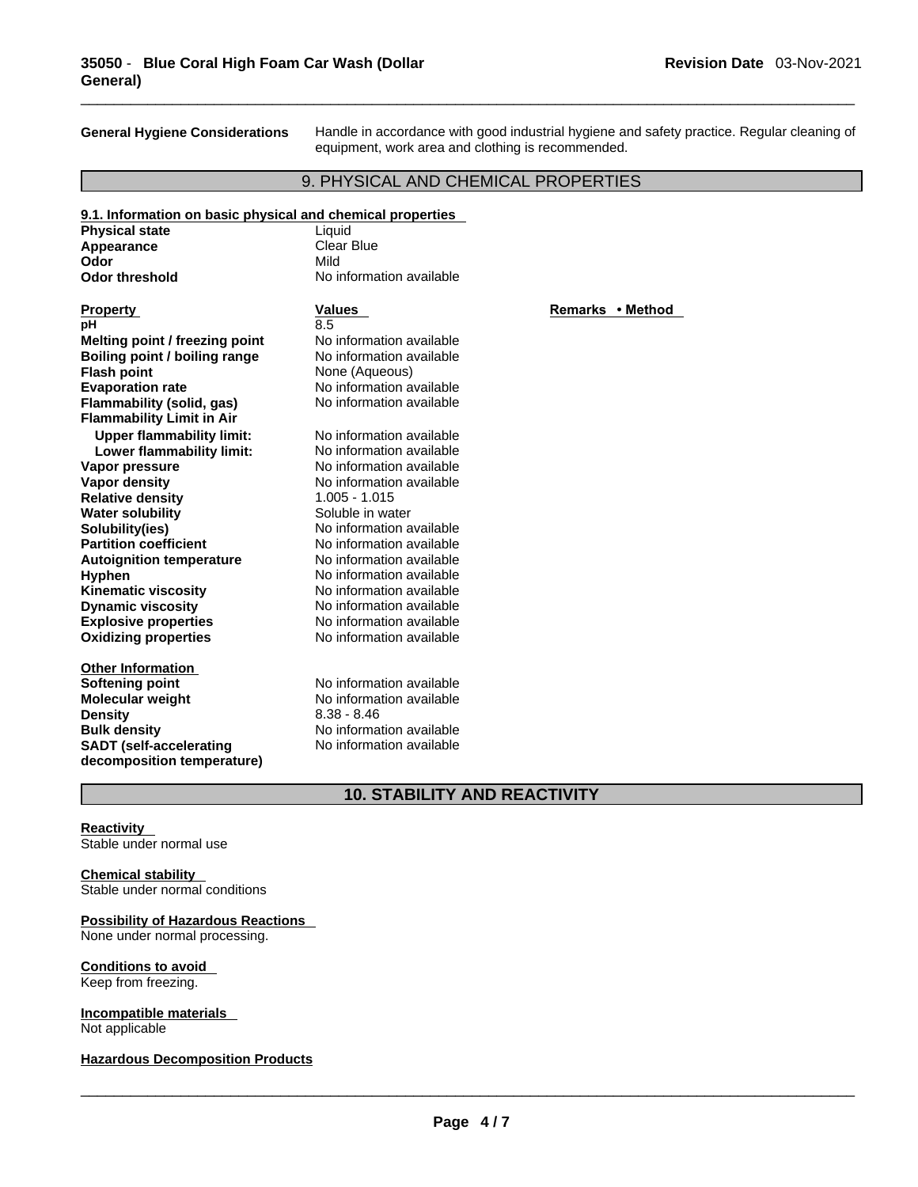**General Hygiene Considerations** Handle in accordance with good industrial hygiene and safety practice. Regular cleaning of equipment, work area and clothing is recommended.

## 9. PHYSICAL AND CHEMICAL PROPERTIES

**9.1. Information on basic physical and chemical properties**

| | |
|---|---|
| **Physical state** | Liquid |
| **Appearance** | Clear Blue |
| **Odor** | Mild |
| **Odor threshold** | No information available |

| Property | Values | Remarks • Method |
|---|---|---|
| **pH** | 8.5 | |
| **Melting point / freezing point** | No information available | |
| **Boiling point / boiling range** | No information available | |
| **Flash point** | None (Aqueous) | |
| **Evaporation rate** | No information available | |
| **Flammability (solid, gas)** | No information available | |
| **Flammability Limit in Air** | | |
| **Upper flammability limit:** | No information available | |
| **Lower flammability limit:** | No information available | |
| **Vapor pressure** | No information available | |
| **Vapor density** | No information available | |
| **Relative density** | 1.005 - 1.015 | |
| **Water solubility** | Soluble in water | |
| **Solubility(ies)** | No information available | |
| **Partition coefficient** | No information available | |
| **Autoignition temperature** | No information available | |
| **Hyphen** | No information available | |
| **Kinematic viscosity** | No information available | |
| **Dynamic viscosity** | No information available | |
| **Explosive properties** | No information available | |
| **Oxidizing properties** | No information available | |

**Other Information**

| | |
|---|---|
| **Softening point** | No information available |
| **Molecular weight** | No information available |
| **Density** | 8.38 - 8.46 |
| **Bulk density** | No information available |
| **SADT (self-accelerating decomposition temperature)** | No information available |

## 10. STABILITY AND REACTIVITY

**Reactivity**
Stable under normal use

**Chemical stability**
Stable under normal conditions

**Possibility of Hazardous Reactions**
None under normal processing.

**Conditions to avoid**
Keep from freezing.

**Incompatible materials**
Not applicable

**Hazardous Decomposition Products**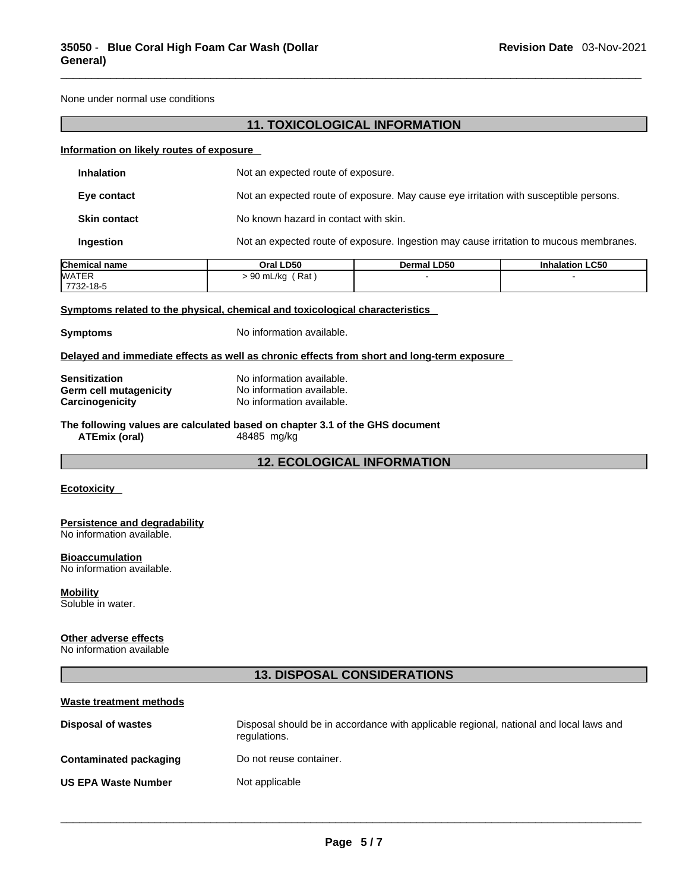None under normal use conditions

## 11. TOXICOLOGICAL INFORMATION

**Information on likely routes of exposure**

**Inhalation** Not an expected route of exposure.

**Eye contact** Not an expected route of exposure. May cause eye irritation with susceptible persons.

**Skin contact** No known hazard in contact with skin.

**Ingestion** Not an expected route of exposure. Ingestion may cause irritation to mucous membranes.

| Chemical name | Oral LD50 | Dermal LD50 | Inhalation LC50 |
|---|---|---|---|
| WATER 7732-18-5 | > 90 mL/kg ( Rat ) | - | - |

**Symptoms related to the physical, chemical and toxicological characteristics**

**Symptoms** No information available.

**Delayed and immediate effects as well as chronic effects from short and long-term exposure**

**Sensitization** No information available.
**Germ cell mutagenicity** No information available.
**Carcinogenicity** No information available.

**The following values are calculated based on chapter 3.1 of the GHS document**
**ATEmix (oral)** 48485 mg/kg

## 12. ECOLOGICAL INFORMATION

**Ecotoxicity**

**Persistence and degradability**
No information available.

**Bioaccumulation**
No information available.

**Mobility**
Soluble in water.

**Other adverse effects**
No information available

## 13. DISPOSAL CONSIDERATIONS

**Waste treatment methods**

**Disposal of wastes** Disposal should be in accordance with applicable regional, national and local laws and regulations.

**Contaminated packaging** Do not reuse container.

**US EPA Waste Number** Not applicable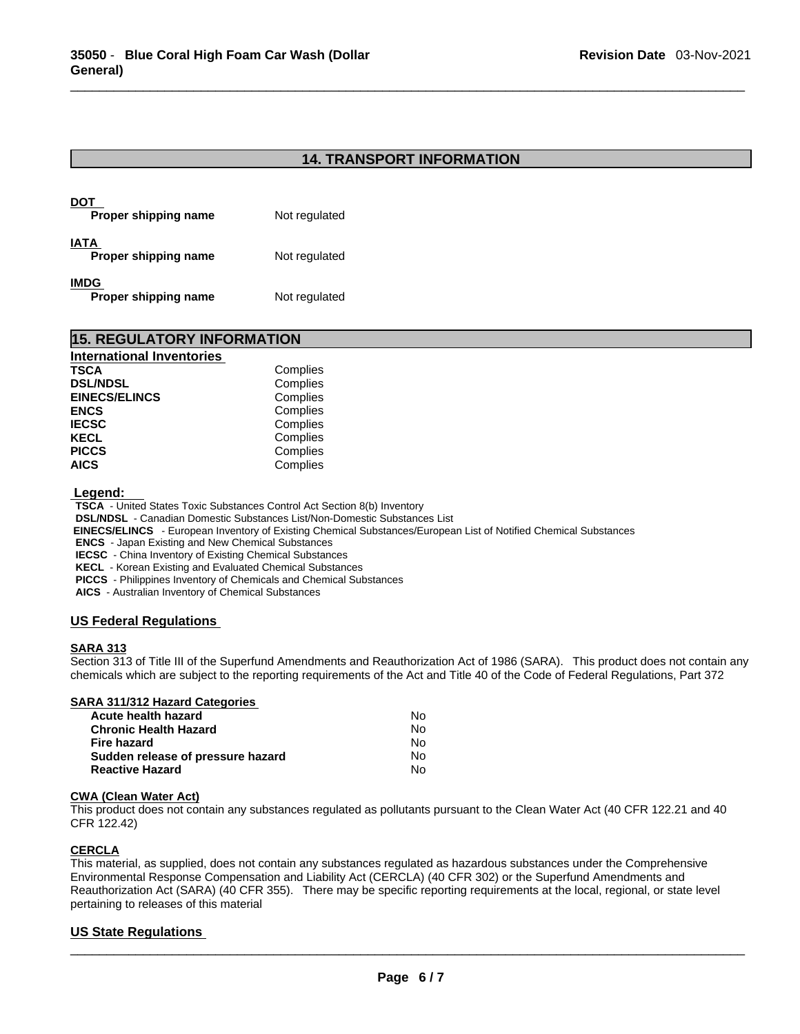## 14. TRANSPORT INFORMATION

**DOT**

| | |
|---|---|
| **Proper shipping name** | Not regulated |

**IATA**

| | |
|---|---|
| **Proper shipping name** | Not regulated |

**IMDG**

| | |
|---|---|
| **Proper shipping name** | Not regulated |

## 15. REGULATORY INFORMATION

**International Inventories**

| | |
|---|---|
| **TSCA** | Complies |
| **DSL/NDSL** | Complies |
| **EINECS/ELINCS** | Complies |
| **ENCS** | Complies |
| **IECSC** | Complies |
| **KECL** | Complies |
| **PICCS** | Complies |
| **AICS** | Complies |

**Legend:**

**TSCA** - United States Toxic Substances Control Act Section 8(b) Inventory
**DSL/NDSL** - Canadian Domestic Substances List/Non-Domestic Substances List
**EINECS/ELINCS** - European Inventory of Existing Chemical Substances/European List of Notified Chemical Substances
**ENCS** - Japan Existing and New Chemical Substances
**IECSC** - China Inventory of Existing Chemical Substances
**KECL** - Korean Existing and Evaluated Chemical Substances
**PICCS** - Philippines Inventory of Chemicals and Chemical Substances
**AICS** - Australian Inventory of Chemical Substances

### US Federal Regulations

**SARA 313**

Section 313 of Title III of the Superfund Amendments and Reauthorization Act of 1986 (SARA). This product does not contain any chemicals which are subject to the reporting requirements of the Act and Title 40 of the Code of Federal Regulations, Part 372

**SARA 311/312 Hazard Categories**

| | |
|---|---|
| **Acute health hazard** | No |
| **Chronic Health Hazard** | No |
| **Fire hazard** | No |
| **Sudden release of pressure hazard** | No |
| **Reactive Hazard** | No |

**CWA (Clean Water Act)**

This product does not contain any substances regulated as pollutants pursuant to the Clean Water Act (40 CFR 122.21 and 40 CFR 122.42)

**CERCLA**

This material, as supplied, does not contain any substances regulated as hazardous substances under the Comprehensive Environmental Response Compensation and Liability Act (CERCLA) (40 CFR 302) or the Superfund Amendments and Reauthorization Act (SARA) (40 CFR 355). There may be specific reporting requirements at the local, regional, or state level pertaining to releases of this material

### US State Regulations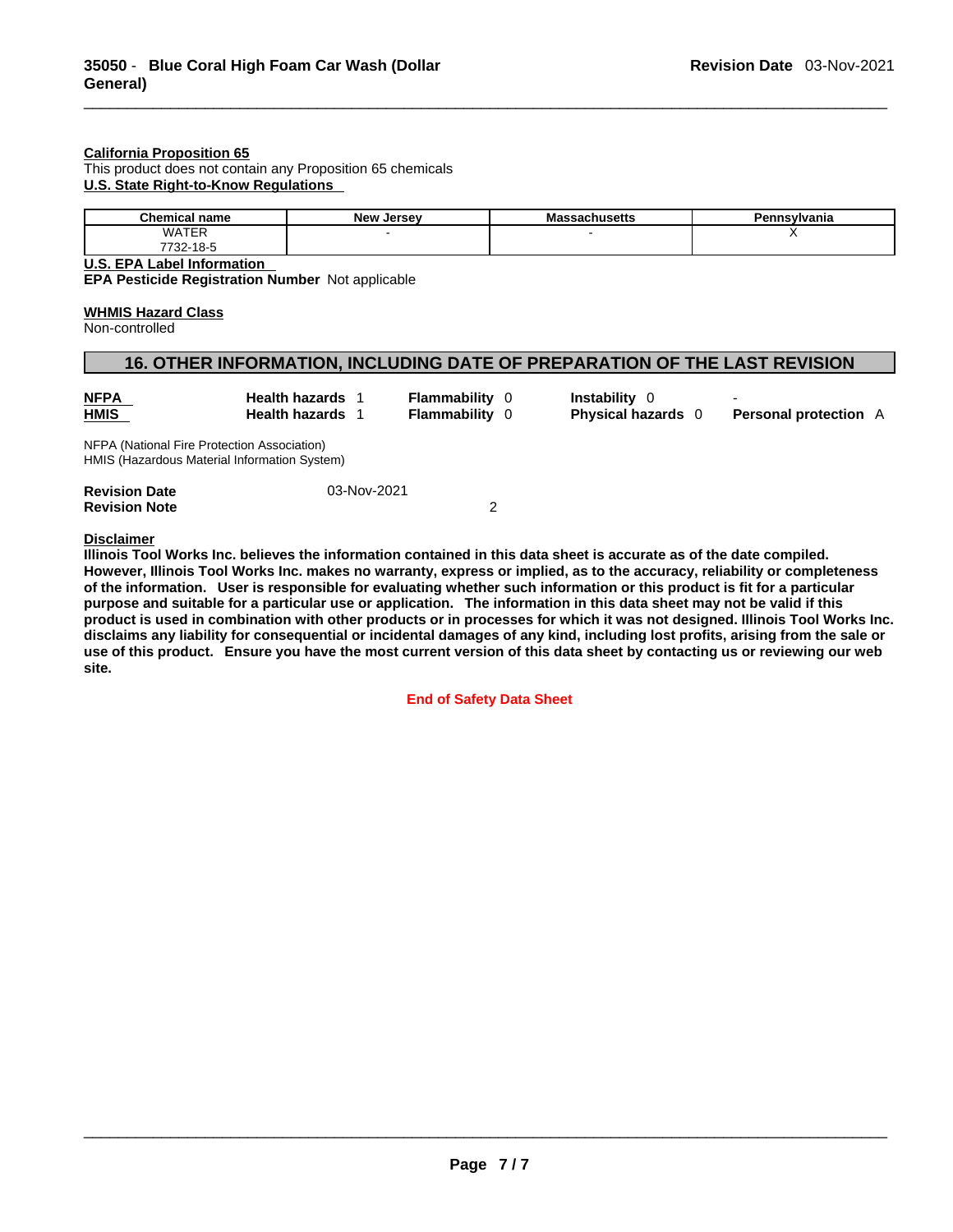**California Proposition 65**

This product does not contain any Proposition 65 chemicals

**U.S. State Right-to-Know Regulations**

| Chemical name | New Jersey | Massachusetts | Pennsylvania |
|---|---|---|---|
| WATER<br>7732-18-5 | - | - | X |

**U.S. EPA Label Information**

**EPA Pesticide Registration Number** Not applicable

**WHMIS Hazard Class**

Non-controlled

## 16. OTHER INFORMATION, INCLUDING DATE OF PREPARATION OF THE LAST REVISION

| | | | | |
|---|---|---|---|---|
| **NFPA** | **Health hazards** 1 | **Flammability** 0 | **Instability** 0 | - |
| **HMIS** | **Health hazards** 1 | **Flammability** 0 | **Physical hazards** 0 | **Personal protection** A |

NFPA (National Fire Protection Association)
HMIS (Hazardous Material Information System)

**Revision Date** 03-Nov-2021
**Revision Note** 2

**Disclaimer**

**Illinois Tool Works Inc. believes the information contained in this data sheet is accurate as of the date compiled. However, Illinois Tool Works Inc. makes no warranty, express or implied, as to the accuracy, reliability or completeness of the information. User is responsible for evaluating whether such information or this product is fit for a particular purpose and suitable for a particular use or application. The information in this data sheet may not be valid if this product is used in combination with other products or in processes for which it was not designed. Illinois Tool Works Inc. disclaims any liability for consequential or incidental damages of any kind, including lost profits, arising from the sale or use of this product. Ensure you have the most current version of this data sheet by contacting us or reviewing our web site.**

**End of Safety Data Sheet**